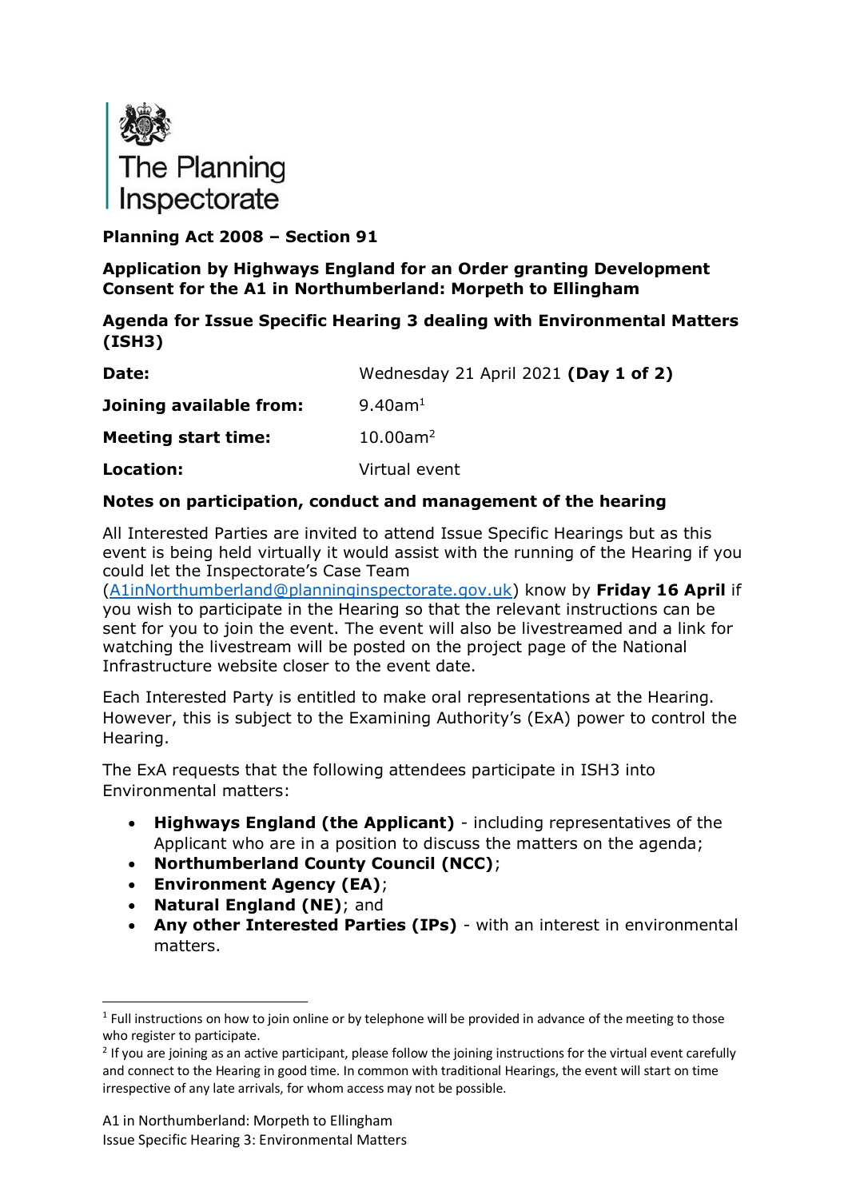The Planning Inspectorate

**Planning Act 2008 – Section 91**

**Application by Highways England for an Order granting Development Consent for the A1 in Northumberland: Morpeth to Ellingham**

**Agenda for Issue Specific Hearing 3 dealing with Environmental Matters (ISH3)**

| | |
|---|---|
| **Date:** | Wednesday 21 April 2021 **(Day 1 of 2)** |
| **Joining available from:** | 9.40am[1] |
| **Meeting start time:** | 10.00am[2] |
| **Location:** | Virtual event |

**Notes on participation, conduct and management of the hearing**

All Interested Parties are invited to attend Issue Specific Hearings but as this event is being held virtually it would assist with the running of the Hearing if you could let the Inspectorate's Case Team (A1inNorthumberland@planninginspectorate.gov.uk) know by **Friday 16 April** if you wish to participate in the Hearing so that the relevant instructions can be sent for you to join the event. The event will also be livestreamed and a link for watching the livestream will be posted on the project page of the National Infrastructure website closer to the event date.

Each Interested Party is entitled to make oral representations at the Hearing. However, this is subject to the Examining Authority's (ExA) power to control the Hearing.

The ExA requests that the following attendees participate in ISH3 into Environmental matters:

- **Highways England (the Applicant)** - including representatives of the Applicant who are in a position to discuss the matters on the agenda;
- **Northumberland County Council (NCC)**;
- **Environment Agency (EA)**;
- **Natural England (NE)**; and
- **Any other Interested Parties (IPs)** - with an interest in environmental matters.

[1] Full instructions on how to join online or by telephone will be provided in advance of the meeting to those who register to participate.

[2] If you are joining as an active participant, please follow the joining instructions for the virtual event carefully and connect to the Hearing in good time. In common with traditional Hearings, the event will start on time irrespective of any late arrivals, for whom access may not be possible.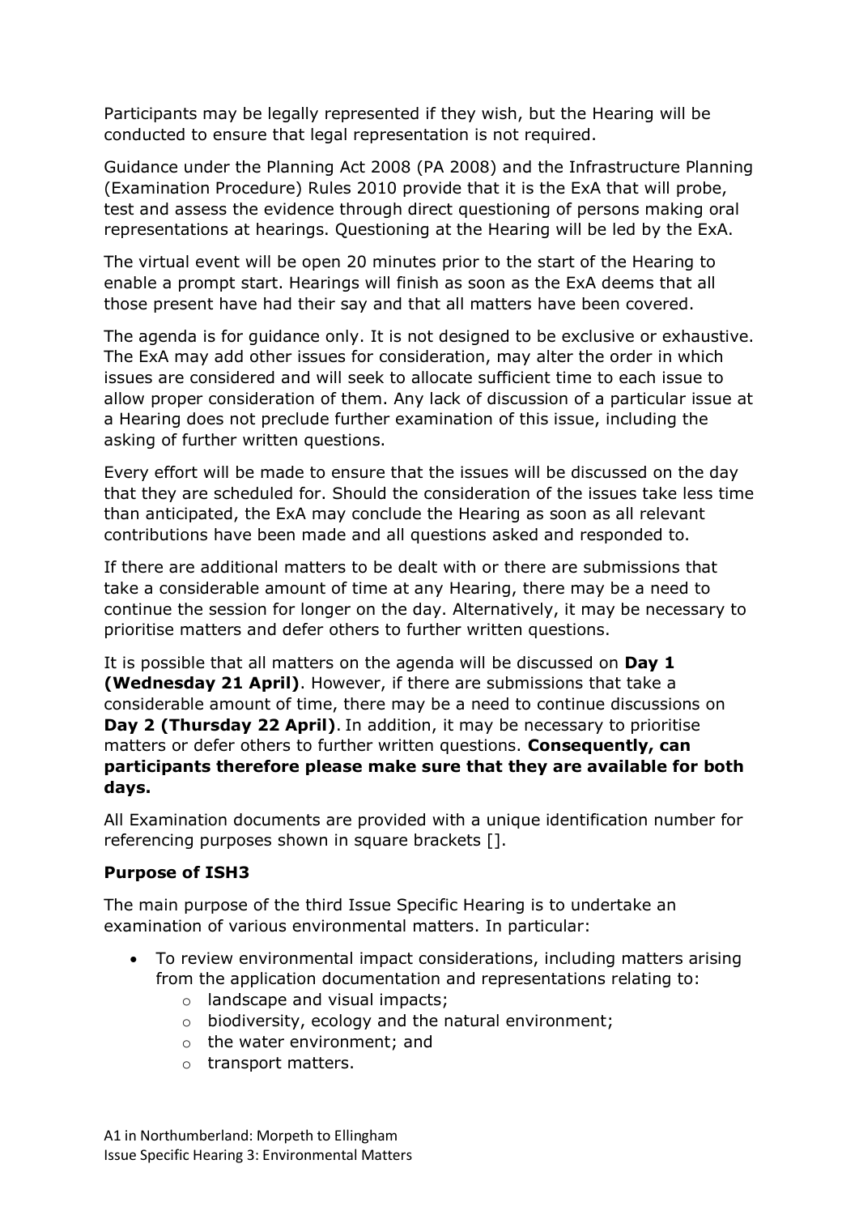Participants may be legally represented if they wish, but the Hearing will be conducted to ensure that legal representation is not required.

Guidance under the Planning Act 2008 (PA 2008) and the Infrastructure Planning (Examination Procedure) Rules 2010 provide that it is the ExA that will probe, test and assess the evidence through direct questioning of persons making oral representations at hearings. Questioning at the Hearing will be led by the ExA.

The virtual event will be open 20 minutes prior to the start of the Hearing to enable a prompt start. Hearings will finish as soon as the ExA deems that all those present have had their say and that all matters have been covered.

The agenda is for guidance only. It is not designed to be exclusive or exhaustive. The ExA may add other issues for consideration, may alter the order in which issues are considered and will seek to allocate sufficient time to each issue to allow proper consideration of them. Any lack of discussion of a particular issue at a Hearing does not preclude further examination of this issue, including the asking of further written questions.

Every effort will be made to ensure that the issues will be discussed on the day that they are scheduled for. Should the consideration of the issues take less time than anticipated, the ExA may conclude the Hearing as soon as all relevant contributions have been made and all questions asked and responded to.

If there are additional matters to be dealt with or there are submissions that take a considerable amount of time at any Hearing, there may be a need to continue the session for longer on the day. Alternatively, it may be necessary to prioritise matters and defer others to further written questions.

It is possible that all matters on the agenda will be discussed on **Day 1 (Wednesday 21 April)**. However, if there are submissions that take a considerable amount of time, there may be a need to continue discussions on **Day 2 (Thursday 22 April)**. In addition, it may be necessary to prioritise matters or defer others to further written questions. **Consequently, can participants therefore please make sure that they are available for both days.**

All Examination documents are provided with a unique identification number for referencing purposes shown in square brackets [].

**Purpose of ISH3**

The main purpose of the third Issue Specific Hearing is to undertake an examination of various environmental matters. In particular:

- To review environmental impact considerations, including matters arising from the application documentation and representations relating to:
    - landscape and visual impacts;
    - biodiversity, ecology and the natural environment;
    - the water environment; and
    - transport matters.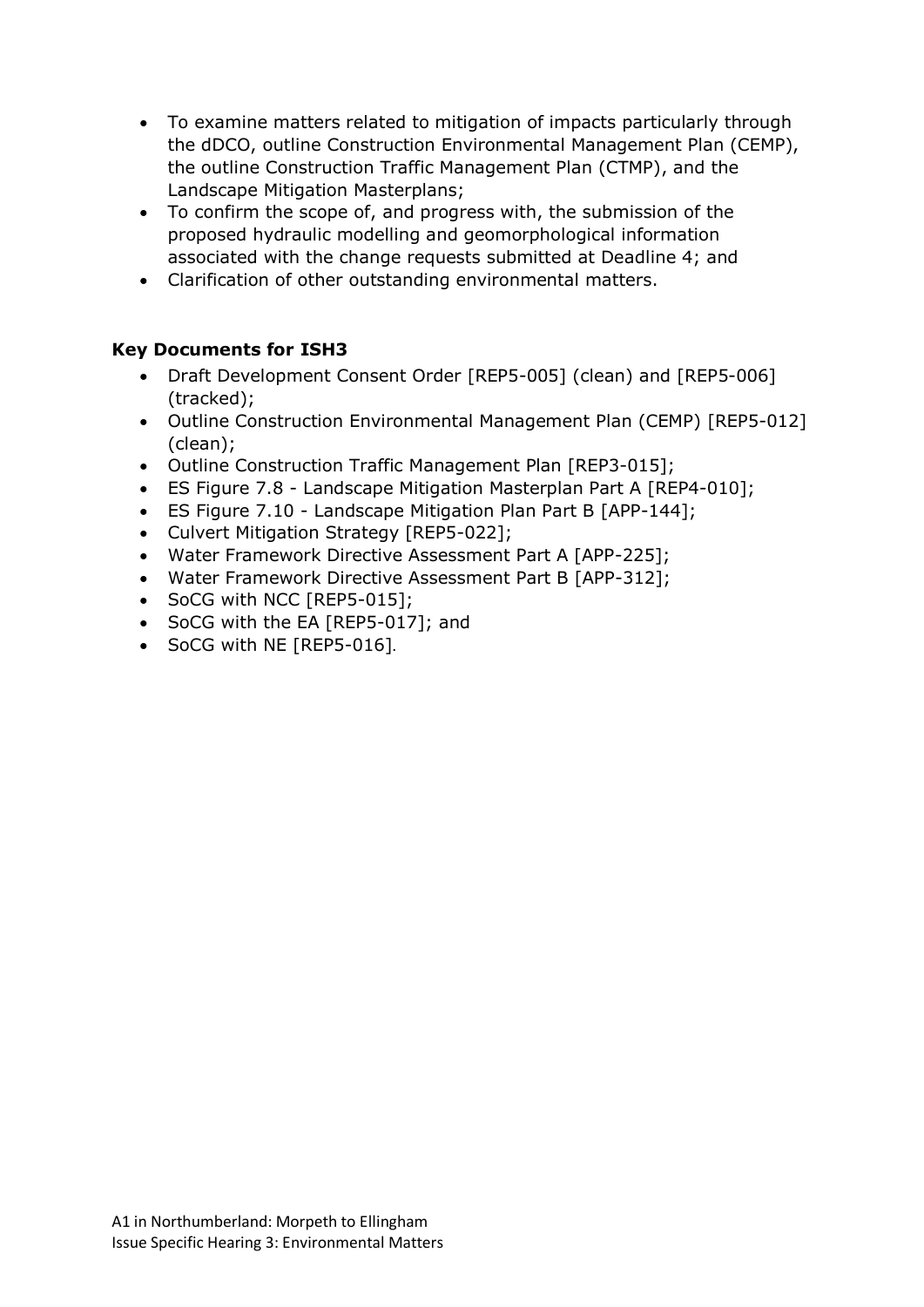- To examine matters related to mitigation of impacts particularly through the dDCO, outline Construction Environmental Management Plan (CEMP), the outline Construction Traffic Management Plan (CTMP), and the Landscape Mitigation Masterplans;
- To confirm the scope of, and progress with, the submission of the proposed hydraulic modelling and geomorphological information associated with the change requests submitted at Deadline 4; and
- Clarification of other outstanding environmental matters.

**Key Documents for ISH3**

- Draft Development Consent Order [REP5-005] (clean) and [REP5-006] (tracked);
- Outline Construction Environmental Management Plan (CEMP) [REP5-012] (clean);
- Outline Construction Traffic Management Plan [REP3-015];
- ES Figure 7.8 - Landscape Mitigation Masterplan Part A [REP4-010];
- ES Figure 7.10 - Landscape Mitigation Plan Part B [APP-144];
- Culvert Mitigation Strategy [REP5-022];
- Water Framework Directive Assessment Part A [APP-225];
- Water Framework Directive Assessment Part B [APP-312];
- SoCG with NCC [REP5-015];
- SoCG with the EA [REP5-017]; and
- SoCG with NE [REP5-016].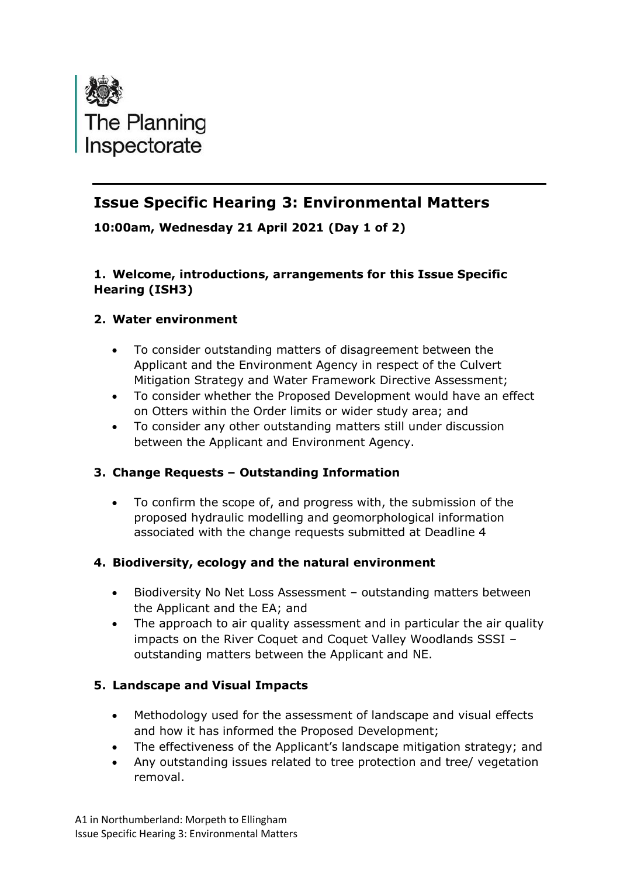The Planning Inspectorate

## Issue Specific Hearing 3: Environmental Matters

**10:00am, Wednesday 21 April 2021 (Day 1 of 2)**

### 1. Welcome, introductions, arrangements for this Issue Specific Hearing (ISH3)

### 2. Water environment

- To consider outstanding matters of disagreement between the Applicant and the Environment Agency in respect of the Culvert Mitigation Strategy and Water Framework Directive Assessment;
- To consider whether the Proposed Development would have an effect on Otters within the Order limits or wider study area; and
- To consider any other outstanding matters still under discussion between the Applicant and Environment Agency.

### 3. Change Requests – Outstanding Information

- To confirm the scope of, and progress with, the submission of the proposed hydraulic modelling and geomorphological information associated with the change requests submitted at Deadline 4

### 4. Biodiversity, ecology and the natural environment

- Biodiversity No Net Loss Assessment – outstanding matters between the Applicant and the EA; and
- The approach to air quality assessment and in particular the air quality impacts on the River Coquet and Coquet Valley Woodlands SSSI – outstanding matters between the Applicant and NE.

### 5. Landscape and Visual Impacts

- Methodology used for the assessment of landscape and visual effects and how it has informed the Proposed Development;
- The effectiveness of the Applicant's landscape mitigation strategy; and
- Any outstanding issues related to tree protection and tree/ vegetation removal.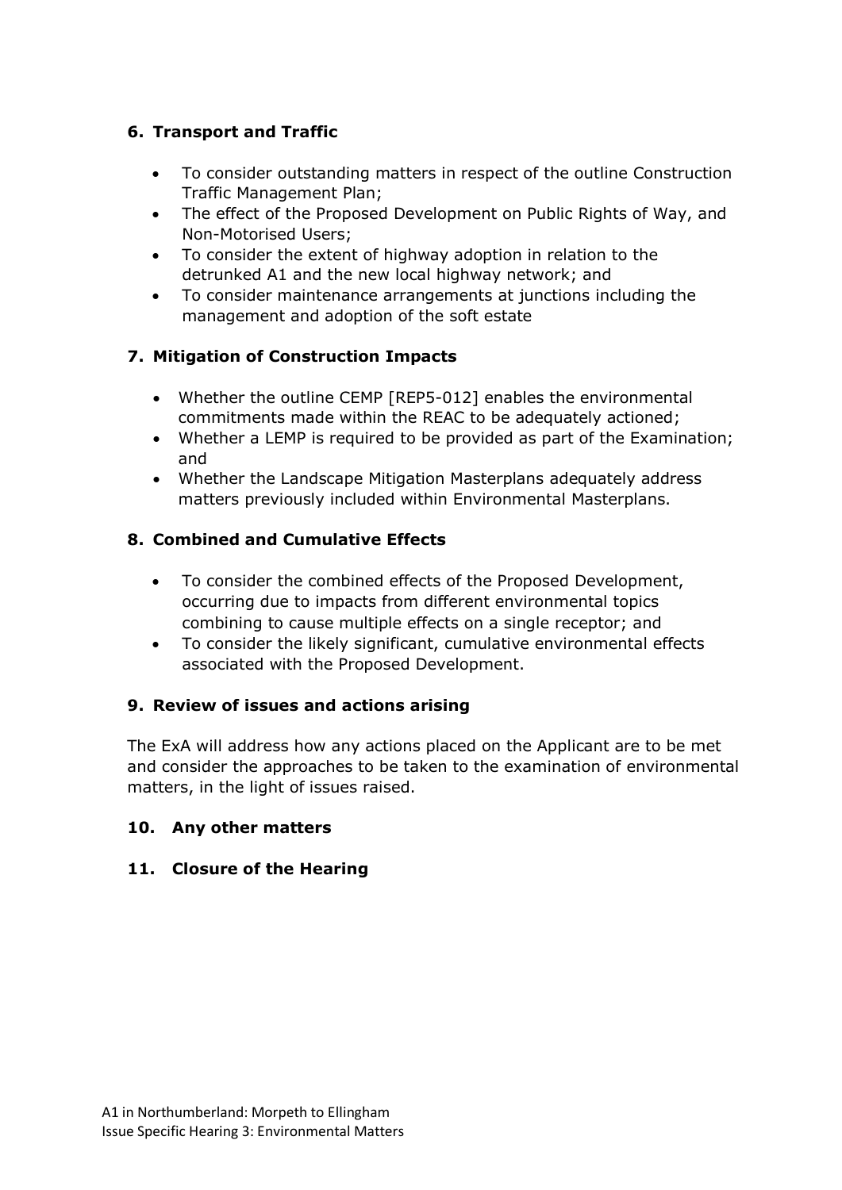## 6. Transport and Traffic

- To consider outstanding matters in respect of the outline Construction Traffic Management Plan;
- The effect of the Proposed Development on Public Rights of Way, and Non-Motorised Users;
- To consider the extent of highway adoption in relation to the detrunked A1 and the new local highway network; and
- To consider maintenance arrangements at junctions including the management and adoption of the soft estate

## 7. Mitigation of Construction Impacts

- Whether the outline CEMP [REP5-012] enables the environmental commitments made within the REAC to be adequately actioned;
- Whether a LEMP is required to be provided as part of the Examination; and
- Whether the Landscape Mitigation Masterplans adequately address matters previously included within Environmental Masterplans.

## 8. Combined and Cumulative Effects

- To consider the combined effects of the Proposed Development, occurring due to impacts from different environmental topics combining to cause multiple effects on a single receptor; and
- To consider the likely significant, cumulative environmental effects associated with the Proposed Development.

## 9. Review of issues and actions arising

The ExA will address how any actions placed on the Applicant are to be met and consider the approaches to be taken to the examination of environmental matters, in the light of issues raised.

## 10. Any other matters

## 11. Closure of the Hearing